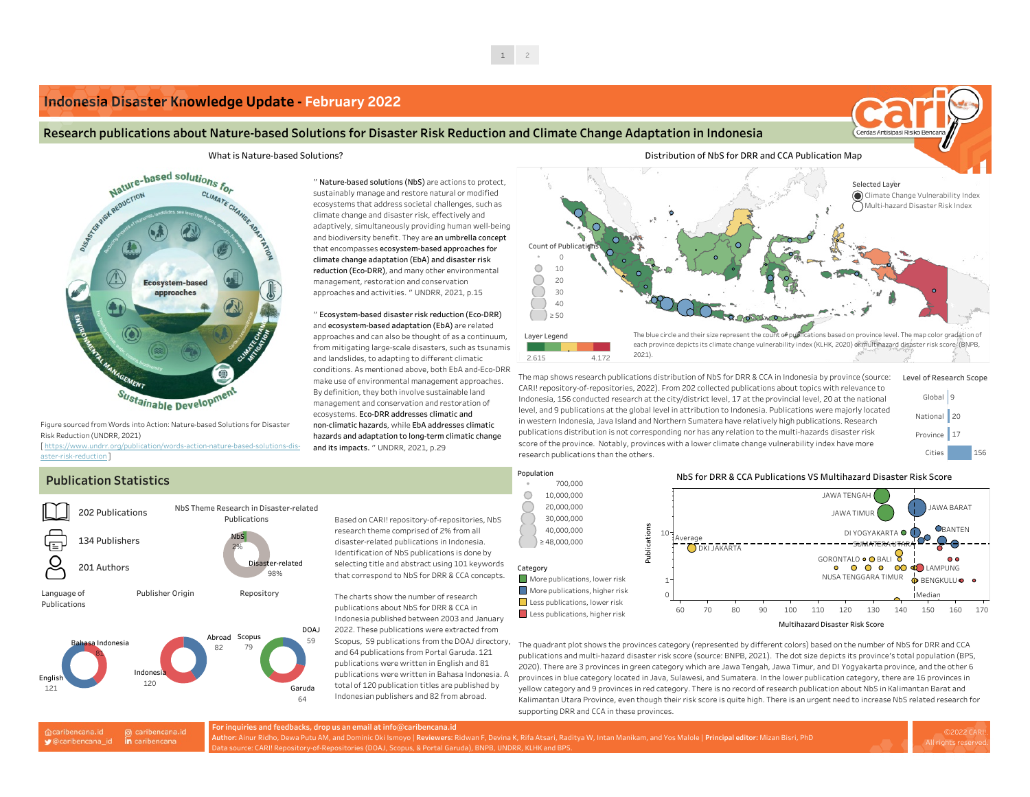# Indonesia Disaster Knowledge Update - February 2022

## Research publications about Nature-based Solutions for Disaster Risk Reduction and Climate Change Adaptation in Indonesia

### What is Nature-based Solutions?

Figure sourced from Words into Action: Nature-based Solutions for Disaster Risk Reduction (UNDRR, 2021)
[ https://www.undrr.org/publication/words-action-nature-based-solutions-disaster-risk-reduction ]

" **Nature-based solutions (NbS)** are actions to protect, sustainably manage and restore natural or modified ecosystems that address societal challenges, such as climate change and disaster risk, effectively and adaptively, simultaneously providing human well-being and biodiversity benefit. They are **an umbrella concept** that encompasses **ecosystem-based approaches for climate change adaptation (EbA) and disaster risk reduction (Eco-DRR)**, and many other environmental management, restoration and conservation approaches and activities. " UNDRR, 2021, p.15

" **Ecosystem-based disaster risk reduction (Eco-DRR)** and **ecosystem-based adaptation (EbA)** are related approaches and can also be thought of as a continuum, from mitigating large-scale disasters, such as tsunamis and landslides, to adapting to different climatic conditions. As mentioned above, both EbA and Eco-DRR make use of environmental management approaches. By definition, they both involve sustainable land management and conservation and restoration of ecosystems. **Eco-DRR addresses climatic and non-climatic hazards**, while **EbA addresses climatic hazards and adaptation to long-term climatic change and its impacts.** " UNDRR, 2021, p.29

### Distribution of NbS for DRR and CCA Publication Map

The blue circle and their size represent the count of publications based on province level. The map color gradation of each province depicts its climate change vulnerability index (KLHK, 2020) or multihazard disaster risk score (BNPB, 2021).

The map shows research publications distribution of NbS for DRR & CCA in Indonesia by province (source: CARI! repository-of-repositories, 2022). From 202 collected publications about topics with relevance to Indonesia, 156 conducted research at the city/district level, 17 at the provincial level, 20 at the national level, and 9 publications at the global level in attribution to Indonesia. Publications were majorly located in western Indonesia, Java Island and Northern Sumatera have relatively high publications. Research publications distribution is not corresponding nor has any relation to the multi-hazards disaster risk score of the province. Notably, provinces with a lower climate change vulnerability index have more research publications than the others.

**Level of Research Scope**

| Level | Count |
|---|---|
| Global | 9 |
| National | 20 |
| Province | 17 |
| Cities | 156 |

## Publication Statistics

- 202 Publications
- 134 Publishers
- 201 Authors

**NbS Theme Research in Disaster-related Publications**: NbS 2%, Disaster-related 98%

**Language of Publications**: English 121, Bahasa Indonesia 81

**Publisher Origin**: Indonesia 120, Abroad 82

**Repository**: DOAJ 59, Scopus 79, Garuda 64

Based on CARI! repository-of-repositories, NbS research theme comprised of 2% from all disaster-related publications in Indonesia. Identification of NbS publications is done by selecting title and abstract using 101 keywords that correspond to NbS for DRR & CCA concepts.

The charts show the number of research publications about NbS for DRR & CCA in Indonesia published between 2003 and January 2022. These publications were extracted from Scopus, 59 publications from the DOAJ directory, and 64 publications from Portal Garuda. 121 publications were written in English and 81 publications were written in Bahasa Indonesia. A total of 120 publication titles are published by Indonesian publishers and 82 from abroad.

### NbS for DRR & CCA Publications VS Multihazard Disaster Risk Score

The quadrant plot shows the provinces category (represented by different colors) based on the number of NbS for DRR and CCA publications and multi-hazard disaster risk score (source: BNPB, 2021). The dot size depicts its province's total population (BPS, 2020). There are 3 provinces in green category which are Jawa Tengah, Jawa Timur, and DI Yogyakarta province, and the other 6 provinces in blue category located in Java, Sulawesi, and Sumatera. In the lower publication category, there are 16 provinces in yellow category and 9 provinces in red category. There is no record of research publication about NbS in Kalimantan Barat and Kalimantan Utara Province, even though their risk score is quite high. There is an urgent need to increase NbS related research for supporting DRR and CCA in these provinces.

For inquiries and feedbacks, drop us an email at info@caribencana.id

**Author:** Ainur Ridho, Dewa Putu AM, and Dominic Oki Ismoyo | **Reviewers:** Ridwan F, Devina K, Rifa Atsari, Raditya W, Intan Manikam, and Yos Malole | **Principal editor:** Mizan Bisri, PhD

Data source: CARI! Repository-of-Repositories (DOAJ, Scopus, & Portal Garuda), BNPB, UNDRR, KLHK and BPS.

caribencana.id | @caribencana_id | caribencana | caribencana

©2022 CARI! All rights reserved.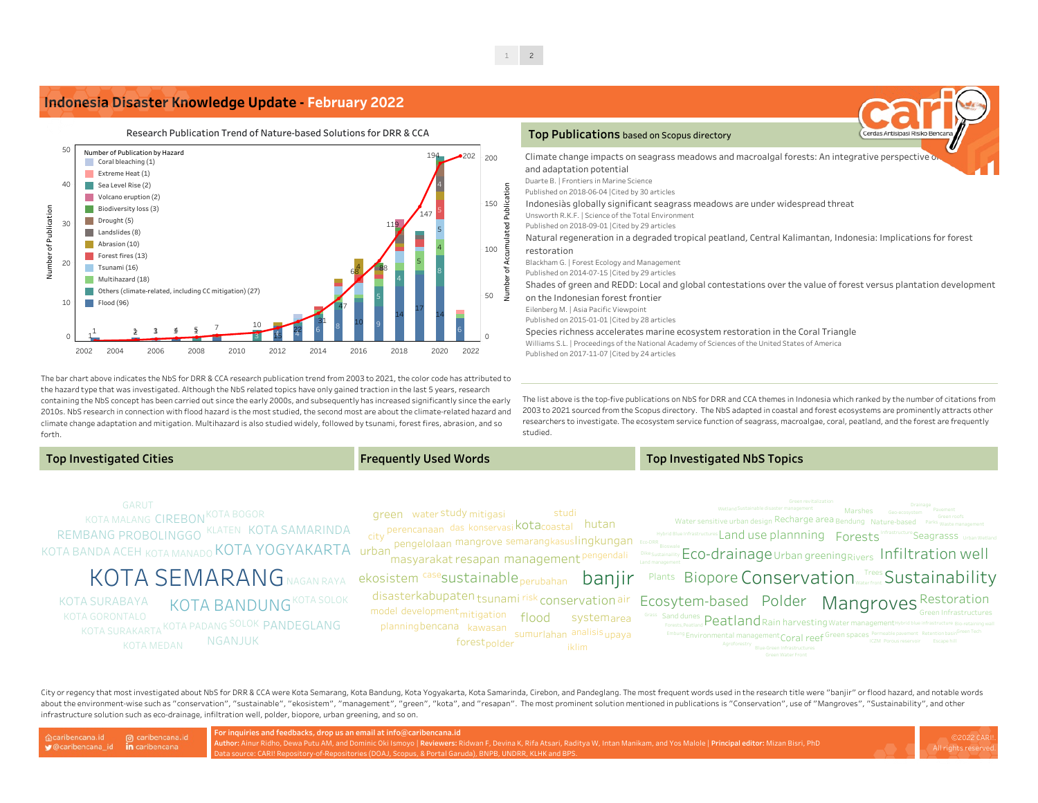# Indonesia Disaster Knowledge Update - February 2022

## Research Publication Trend of Nature-based Solutions for DRR & CCA

Number of Publication by Hazard
- Coral bleaching (1)
- Extreme Heat (1)
- Sea Level Rise (2)
- Volcano eruption (2)
- Biodiversity loss (3)
- Drought (5)
- Landslides (8)
- Abrasion (10)
- Forest fires (13)
- Tsunami (16)
- Multihazard (18)
- Others (climate-related, including CC mitigation) (27)
- Flood (96)

Number of Publication

Number of Accumulated Publication

1 2 3 4 5 7 10 15 22 31 47 68 88 119 147 194 202

2002 2004 2006 2008 2010 2012 2014 2016 2018 2020 2022

The bar chart above indicates the NbS for DRR & CCA research publication trend from 2003 to 2021, the color code has attributed to the hazard type that was investigated. Although the NbS related topics have only gained traction in the last 5 years, research containing the NbS concept has been carried out since the early 2000s, and subsequently has increased significantly since the early 2010s. NbS research in connection with flood hazard is the most studied, the second most are about the climate-related hazard and climate change adaptation and mitigation. Multihazard is also studied widely, followed by tsunami, forest fires, abrasion, and so forth.

## Top Publications based on Scopus directory

Climate change impacts on seagrass meadows and macroalgal forests: An integrative perspective on acclimation and adaptation potential
Duarte B. | Frontiers in Marine Science
Published on 2018-06-04 |Cited by 30 articles

Indonesiàs globally significant seagrass meadows are under widespread threat
Unsworth R.K.F. | Science of the Total Environment
Published on 2018-09-01 |Cited by 29 articles

Natural regeneration in a degraded tropical peatland, Central Kalimantan, Indonesia: Implications for forest restoration
Blackham G. | Forest Ecology and Management
Published on 2014-07-15 |Cited by 29 articles

Shades of green and REDD: Local and global contestations over the value of forest versus plantation development on the Indonesian forest frontier
Eilenberg M. | Asia Pacific Viewpoint
Published on 2015-01-01 |Cited by 28 articles

Species richness accelerates marine ecosystem restoration in the Coral Triangle
Williams S.L. | Proceedings of the National Academy of Sciences of the United States of America
Published on 2017-11-07 |Cited by 24 articles

The list above is the top-five publications on NbS for DRR and CCA themes in Indonesia which ranked by the number of citations from 2003 to 2021 sourced from the Scopus directory. The NbS adapted in coastal and forest ecosystems are primarily attracts other researchers to investigate. The ecosystem service function of seagrass, macroalgae, coral, peatland, and the forest are frequently studied.

## Top Investigated Cities

GARUT, KOTA MALANG, CIREBON, KOTA BOGOR, REMBANG, PROBOLINGGO, KLATEN, KOTA SAMARINDA, KOTA BANDA ACEH, KOTA MANADO, KOTA YOGYAKARTA, KOTA SEMARANG, NAGAN RAYA, KOTA SURABAYA, KOTA BANDUNG, KOTA SOLOK, KOTA GORONTALO, KOTA SURAKARTA, KOTA PADANG, SOLOK, PANDEGLANG, KOTA MEDAN, NGANJUK

## Frequently Used Words

green, water, study, mitigasi, studi, city, perencanaan, das, konservasi, kota, coastal, hutan, urban, pengelolaan, mangrove, semarang, kasus, lingkungan, masyarakat, resapan, management, pengendali, ekosistem, case, sustainable, perubahan, banjir, disaster, kabupaten, tsunami, risk, conservation, air, model, development, mitigation, planning, bencana, kawasan, flood, system, area, sumurlahan, analisis, upaya, forest, polder, iklim

## Top Investigated NbS Topics

Green revitalization, Wetland, Sustainable disaster management, Drainage, Pavement, Marshes, Gas ecosystem, Green roofs, Water sensitive urban design, Recharge area, Bendung, Nature-based, Waste management, Hybrid Blue infrastructure, Land use plannning, Forests, Infrastructure, Seagrasss, Urban Wetland, Eco-DRR, Bioswale, Blue, Sustainability, Eco-drainage, Urban greening, Rivers, Infiltration well, Land management, Plants, Biopore, Conservation, Trees, Global front, Sustainability, Ecosytem-based, Polder, Mangroves, Restoration, Green Infrastructures, Grass, Sand dunes, Forests, Peatlands, Peatland, Rain harvesting, Water management, Hybrid blue infrastructure, Bio-retaining wall, Embung, Environmental management, Coral reef, Green spaces, Permeable pavement, Retention basin, Green Tech, Agroforestry, ICZM, Porous reservoir, Escape hill, Blue Green Infrastructures, Green Water Front

City or regency that most investigated about NbS for DRR & CCA were Kota Semarang, Kota Bandung, Kota Yogyakarta, Kota Samarinda, Cirebon, and Pandeglang. The most frequent words used in the research title were "banjir" or flood hazard, and notable words about the environment-wise such as "conservation", "sustainable", "ekosistem", "management", "green", "kota", and "resapan". The most prominent solution mentioned in publications is "Conservation", use of "Mangroves", "Sustainability", and other infrastructure solution such as eco-drainage, infiltration well, polder, biopore, urban greening, and so on.

caribencana.id | caribencana.id | @caribencana_id | caribencana

**For inquiries and feedbacks, drop us an email at info@caribencana.id**
**Author:** Ainur Ridho, Dewa Putu AM, and Dominic Oki Ismoyo | **Reviewers:** Ridwan F, Devina K, Rifa Atsari, Raditya W, Intan Manikam, and Yos Malole | **Principal editor:** Mizan Bisri, PhD
Data source: CARI! Repository-of-Repositories (DOAJ, Scopus, & Portal Garuda), BNPB, UNDRR, KLHK and BPS.

©2022 CARI! All rights reserved.